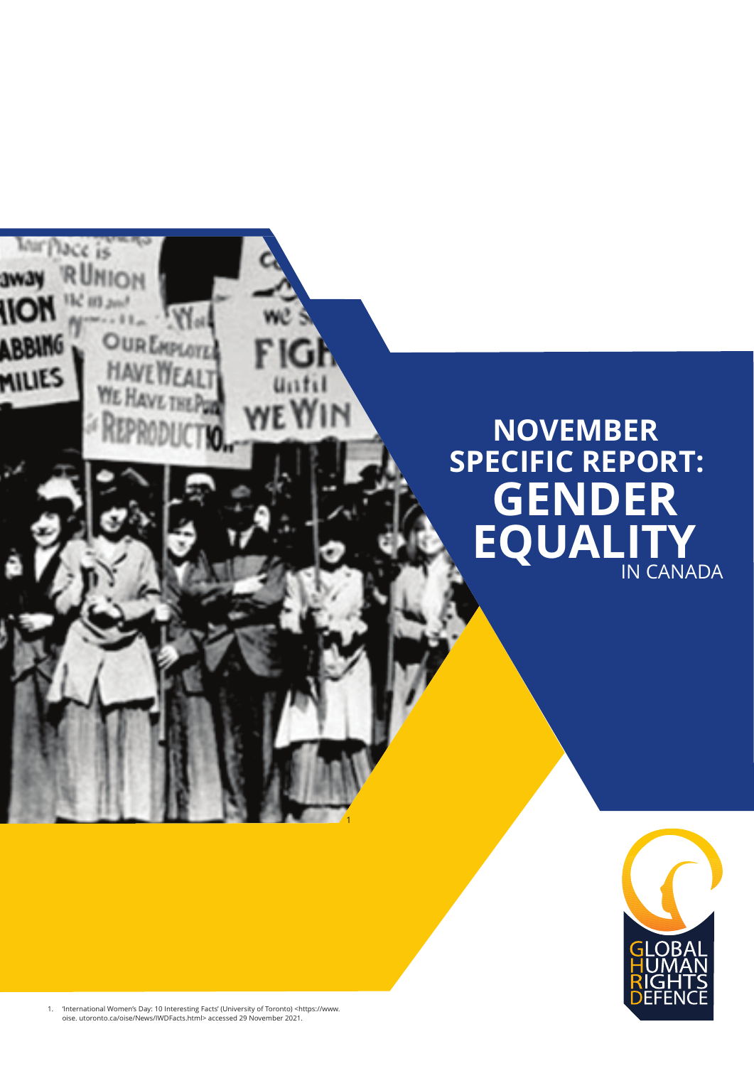# NOVEMBER SPECIFIC REPORT: GENDER EQUALITY IN CANADA

[1]

GLOBAL HUMAN RIGHTS DEFENCE

1. 'International Women's Day: 10 Interesting Facts' (University of Toronto) <https://www.oise.utoronto.ca/oise/News/IWDFacts.html> accessed 29 November 2021.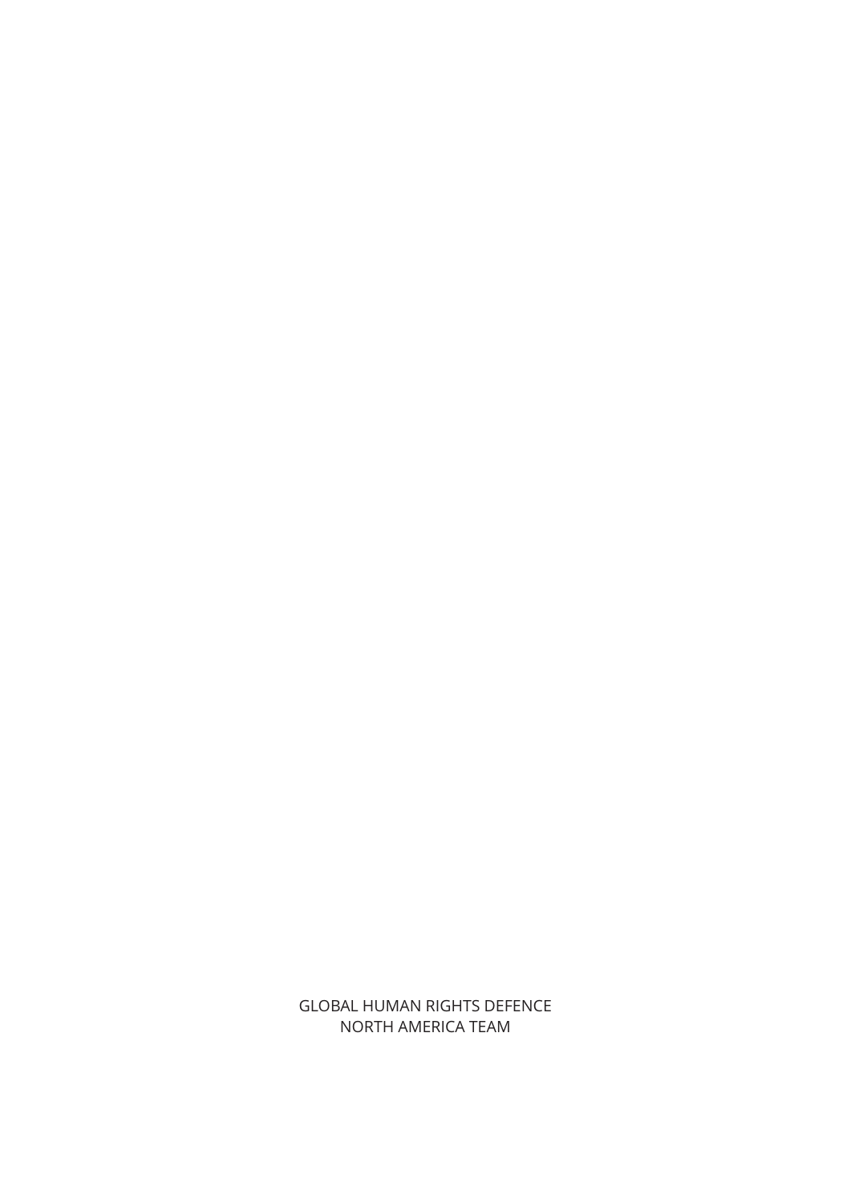GLOBAL HUMAN RIGHTS DEFENCE
NORTH AMERICA TEAM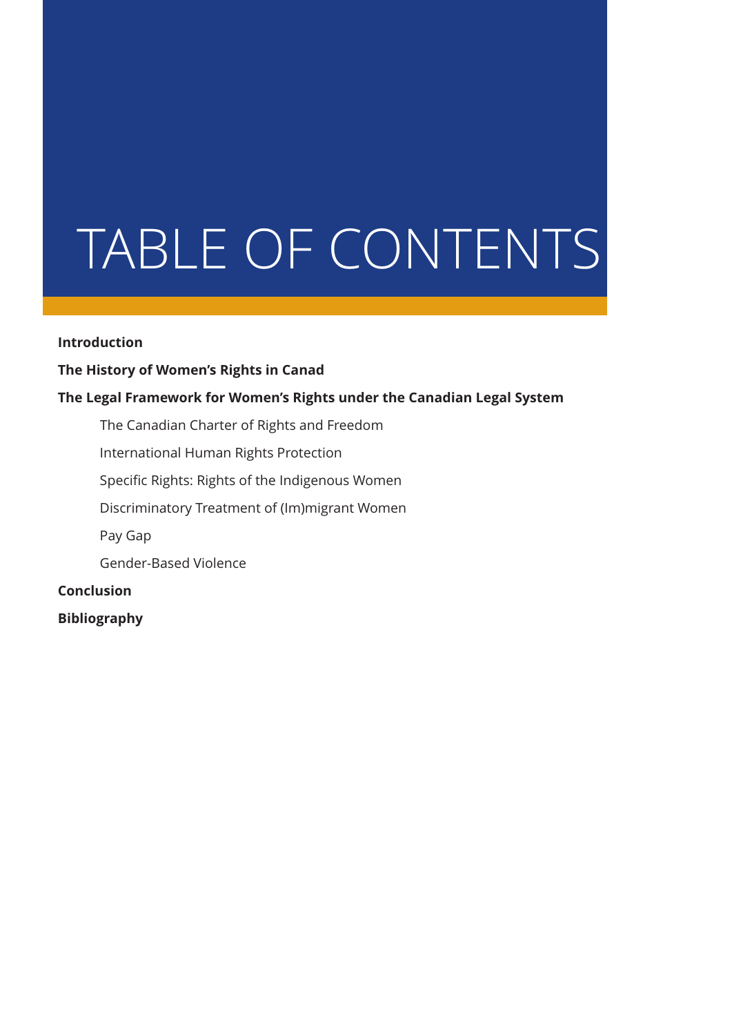# TABLE OF CONTENTS

**Introduction**

**The History of Women's Rights in Canad**

**The Legal Framework for Women's Rights under the Canadian Legal System**

- The Canadian Charter of Rights and Freedom
- International Human Rights Protection
- Specific Rights: Rights of the Indigenous Women
- Discriminatory Treatment of (Im)migrant Women
- Pay Gap
- Gender-Based Violence

**Conclusion**

**Bibliography**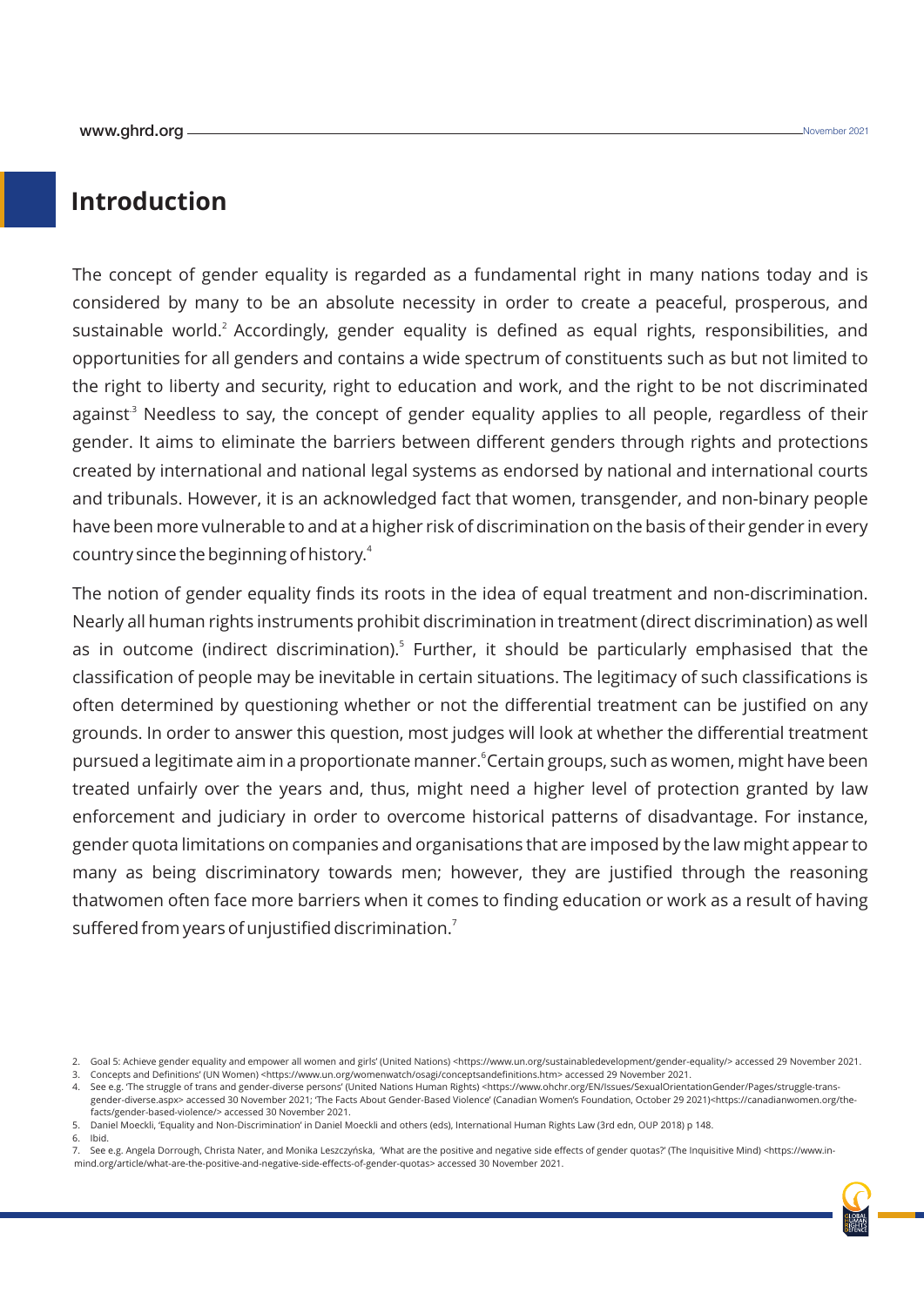## Introduction

The concept of gender equality is regarded as a fundamental right in many nations today and is considered by many to be an absolute necessity in order to create a peaceful, prosperous, and sustainable world.[2] Accordingly, gender equality is defined as equal rights, responsibilities, and opportunities for all genders and contains a wide spectrum of constituents such as but not limited to the right to liberty and security, right to education and work, and the right to be not discriminated against[3] Needless to say, the concept of gender equality applies to all people, regardless of their gender. It aims to eliminate the barriers between different genders through rights and protections created by international and national legal systems as endorsed by national and international courts and tribunals. However, it is an acknowledged fact that women, transgender, and non-binary people have been more vulnerable to and at a higher risk of discrimination on the basis of their gender in every country since the beginning of history.[4]

The notion of gender equality finds its roots in the idea of equal treatment and non-discrimination. Nearly all human rights instruments prohibit discrimination in treatment (direct discrimination) as well as in outcome (indirect discrimination).[5] Further, it should be particularly emphasised that the classification of people may be inevitable in certain situations. The legitimacy of such classifications is often determined by questioning whether or not the differential treatment can be justified on any grounds. In order to answer this question, most judges will look at whether the differential treatment pursued a legitimate aim in a proportionate manner.[6]Certain groups, such as women, might have been treated unfairly over the years and, thus, might need a higher level of protection granted by law enforcement and judiciary in order to overcome historical patterns of disadvantage. For instance, gender quota limitations on companies and organisations that are imposed by the law might appear to many as being discriminatory towards men; however, they are justified through the reasoning thatwomen often face more barriers when it comes to finding education or work as a result of having suffered from years of unjustified discrimination.[7]

---

2. Goal 5: Achieve gender equality and empower all women and girls' (United Nations) <https://www.un.org/sustainabledevelopment/gender-equality/> accessed 29 November 2021.
3. Concepts and Definitions' (UN Women) <https://www.un.org/womenwatch/osagi/conceptsandefinitions.htm> accessed 29 November 2021.
4. See e.g. 'The struggle of trans and gender-diverse persons' (United Nations Human Rights) <https://www.ohchr.org/EN/Issues/SexualOrientationGender/Pages/struggle-trans-gender-diverse.aspx> accessed 30 November 2021; 'The Facts About Gender-Based Violence' (Canadian Women's Foundation, October 29 2021)<https://canadianwomen.org/the-facts/gender-based-violence/> accessed 30 November 2021.
5. Daniel Moeckli, 'Equality and Non-Discrimination' in Daniel Moeckli and others (eds), International Human Rights Law (3rd edn, OUP 2018) p 148.
6. Ibid.
7. See e.g. Angela Dorrough, Christa Nater, and Monika Leszczyńska, 'What are the positive and negative side effects of gender quotas?' (The Inquisitive Mind) <https://www.in-mind.org/article/what-are-the-positive-and-negative-side-effects-of-gender-quotas> accessed 30 November 2021.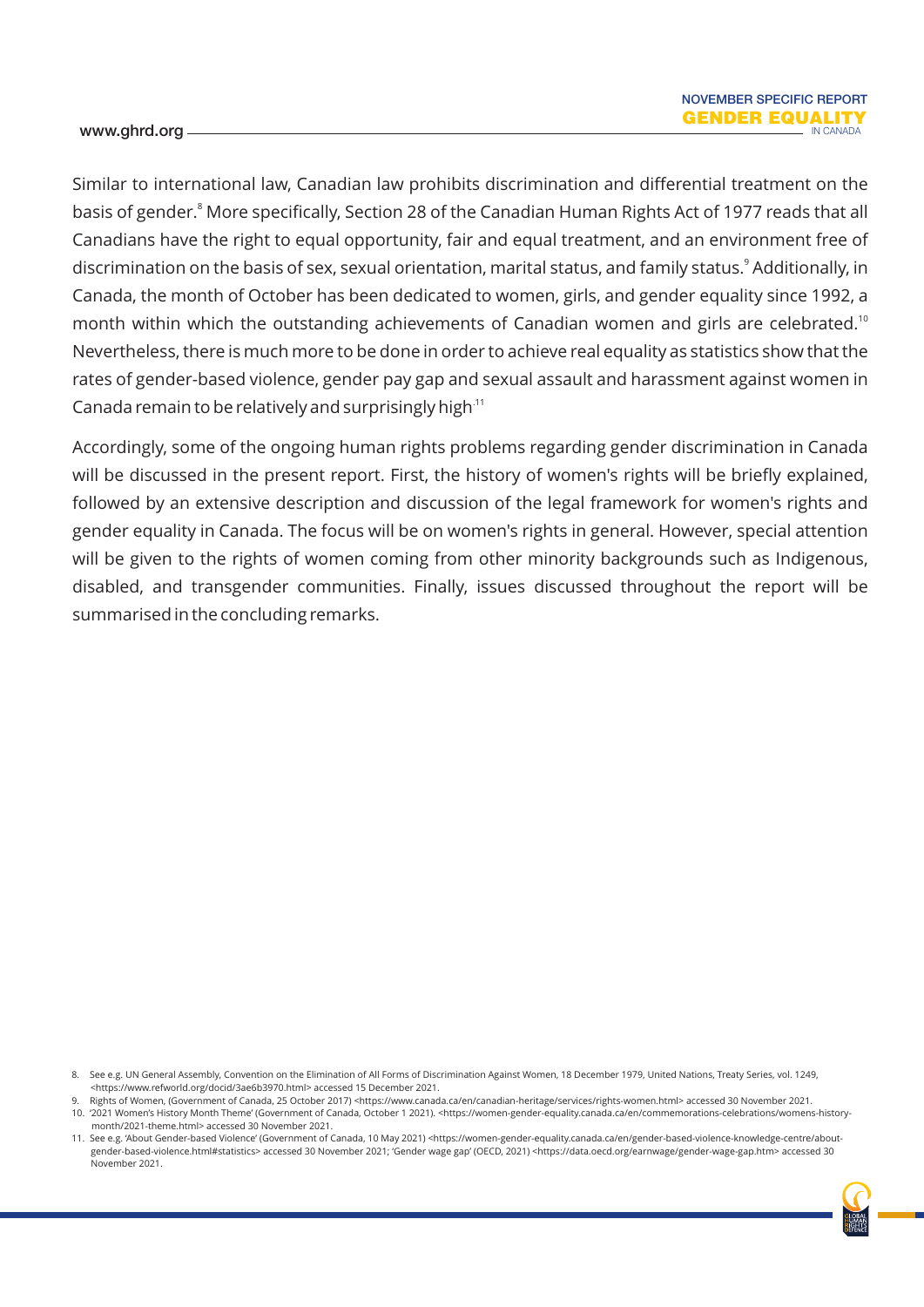Similar to international law, Canadian law prohibits discrimination and differential treatment on the basis of gender.[8] More specifically, Section 28 of the Canadian Human Rights Act of 1977 reads that all Canadians have the right to equal opportunity, fair and equal treatment, and an environment free of discrimination on the basis of sex, sexual orientation, marital status, and family status.[9] Additionally, in Canada, the month of October has been dedicated to women, girls, and gender equality since 1992, a month within which the outstanding achievements of Canadian women and girls are celebrated.[10] Nevertheless, there is much more to be done in order to achieve real equality as statistics show that the rates of gender-based violence, gender pay gap and sexual assault and harassment against women in Canada remain to be relatively and surprisingly high.[11]

Accordingly, some of the ongoing human rights problems regarding gender discrimination in Canada will be discussed in the present report. First, the history of women's rights will be briefly explained, followed by an extensive description and discussion of the legal framework for women's rights and gender equality in Canada. The focus will be on women's rights in general. However, special attention will be given to the rights of women coming from other minority backgrounds such as Indigenous, disabled, and transgender communities. Finally, issues discussed throughout the report will be summarised in the concluding remarks.

8. See e.g. UN General Assembly, Convention on the Elimination of All Forms of Discrimination Against Women, 18 December 1979, United Nations, Treaty Series, vol. 1249, <https://www.refworld.org/docid/3ae6b3970.html> accessed 15 December 2021.
9. Rights of Women, (Government of Canada, 25 October 2017) <https://www.canada.ca/en/canadian-heritage/services/rights-women.html> accessed 30 November 2021.
10. '2021 Women's History Month Theme' (Government of Canada, October 1 2021). <https://women-gender-equality.canada.ca/en/commemorations-celebrations/womens-history-month/2021-theme.html> accessed 30 November 2021.
11. See e.g. 'About Gender-based Violence' (Government of Canada, 10 May 2021) <https://women-gender-equality.canada.ca/en/gender-based-violence-knowledge-centre/about-gender-based-violence.html#statistics> accessed 30 November 2021; 'Gender wage gap' (OECD, 2021) <https://data.oecd.org/earnwage/gender-wage-gap.htm> accessed 30 November 2021.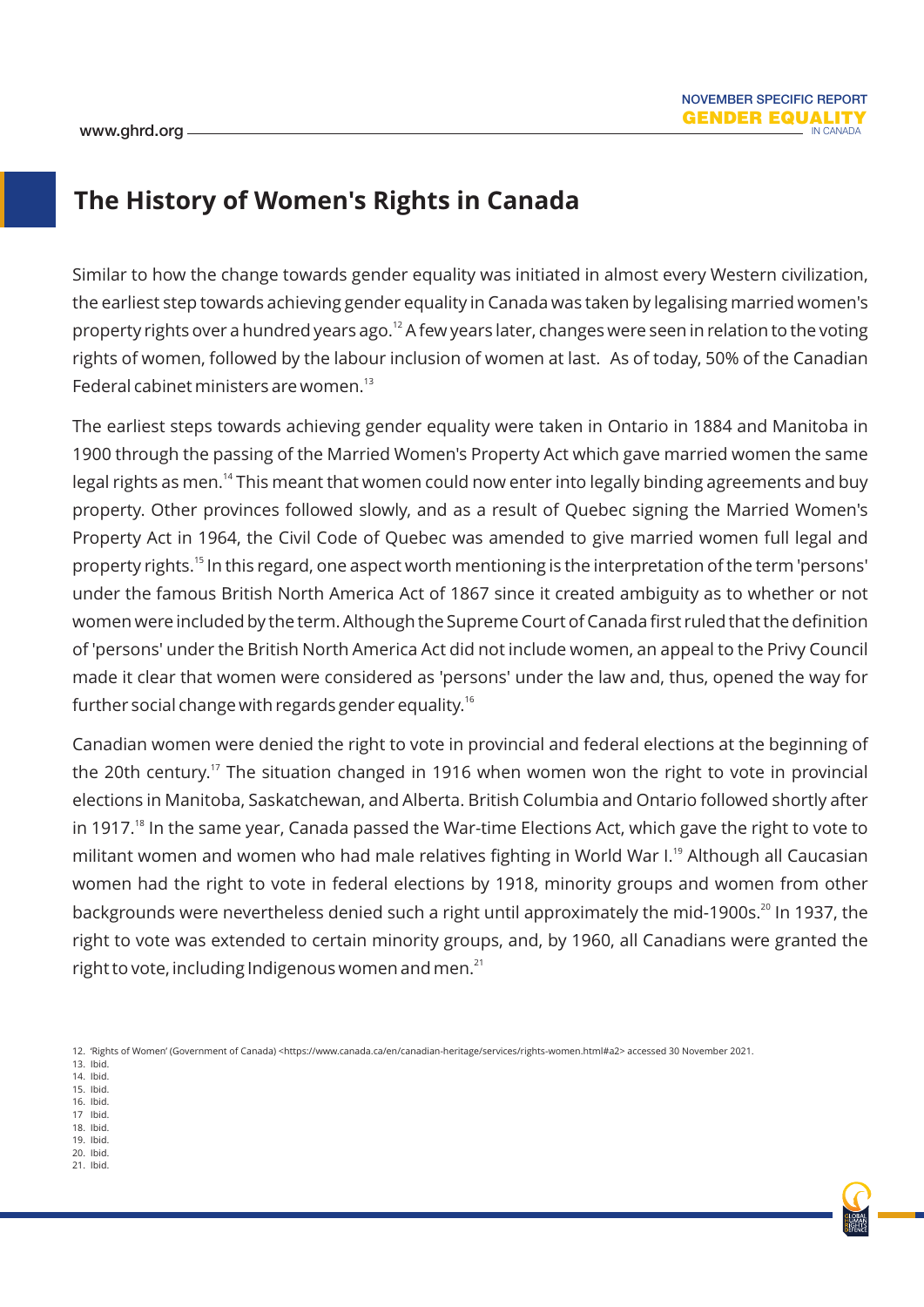## The History of Women's Rights in Canada

Similar to how the change towards gender equality was initiated in almost every Western civilization, the earliest step towards achieving gender equality in Canada was taken by legalising married women's property rights over a hundred years ago.[12] A few years later, changes were seen in relation to the voting rights of women, followed by the labour inclusion of women at last. As of today, 50% of the Canadian Federal cabinet ministers are women.[13]

The earliest steps towards achieving gender equality were taken in Ontario in 1884 and Manitoba in 1900 through the passing of the Married Women's Property Act which gave married women the same legal rights as men.[14] This meant that women could now enter into legally binding agreements and buy property. Other provinces followed slowly, and as a result of Quebec signing the Married Women's Property Act in 1964, the Civil Code of Quebec was amended to give married women full legal and property rights.[15] In this regard, one aspect worth mentioning is the interpretation of the term 'persons' under the famous British North America Act of 1867 since it created ambiguity as to whether or not women were included by the term. Although the Supreme Court of Canada first ruled that the definition of 'persons' under the British North America Act did not include women, an appeal to the Privy Council made it clear that women were considered as 'persons' under the law and, thus, opened the way for further social change with regards gender equality.[16]

Canadian women were denied the right to vote in provincial and federal elections at the beginning of the 20th century.[17] The situation changed in 1916 when women won the right to vote in provincial elections in Manitoba, Saskatchewan, and Alberta. British Columbia and Ontario followed shortly after in 1917.[18] In the same year, Canada passed the War-time Elections Act, which gave the right to vote to militant women and women who had male relatives fighting in World War I.[19] Although all Caucasian women had the right to vote in federal elections by 1918, minority groups and women from other backgrounds were nevertheless denied such a right until approximately the mid-1900s.[20] In 1937, the right to vote was extended to certain minority groups, and, by 1960, all Canadians were granted the right to vote, including Indigenous women and men.[21]

12. 'Rights of Women' (Government of Canada) <https://www.canada.ca/en/canadian-heritage/services/rights-women.html#a2> accessed 30 November 2021.
13. Ibid.
14. Ibid.
15. Ibid.
16. Ibid.
17 Ibid.
18. Ibid.
19. Ibid.
20. Ibid.
21. Ibid.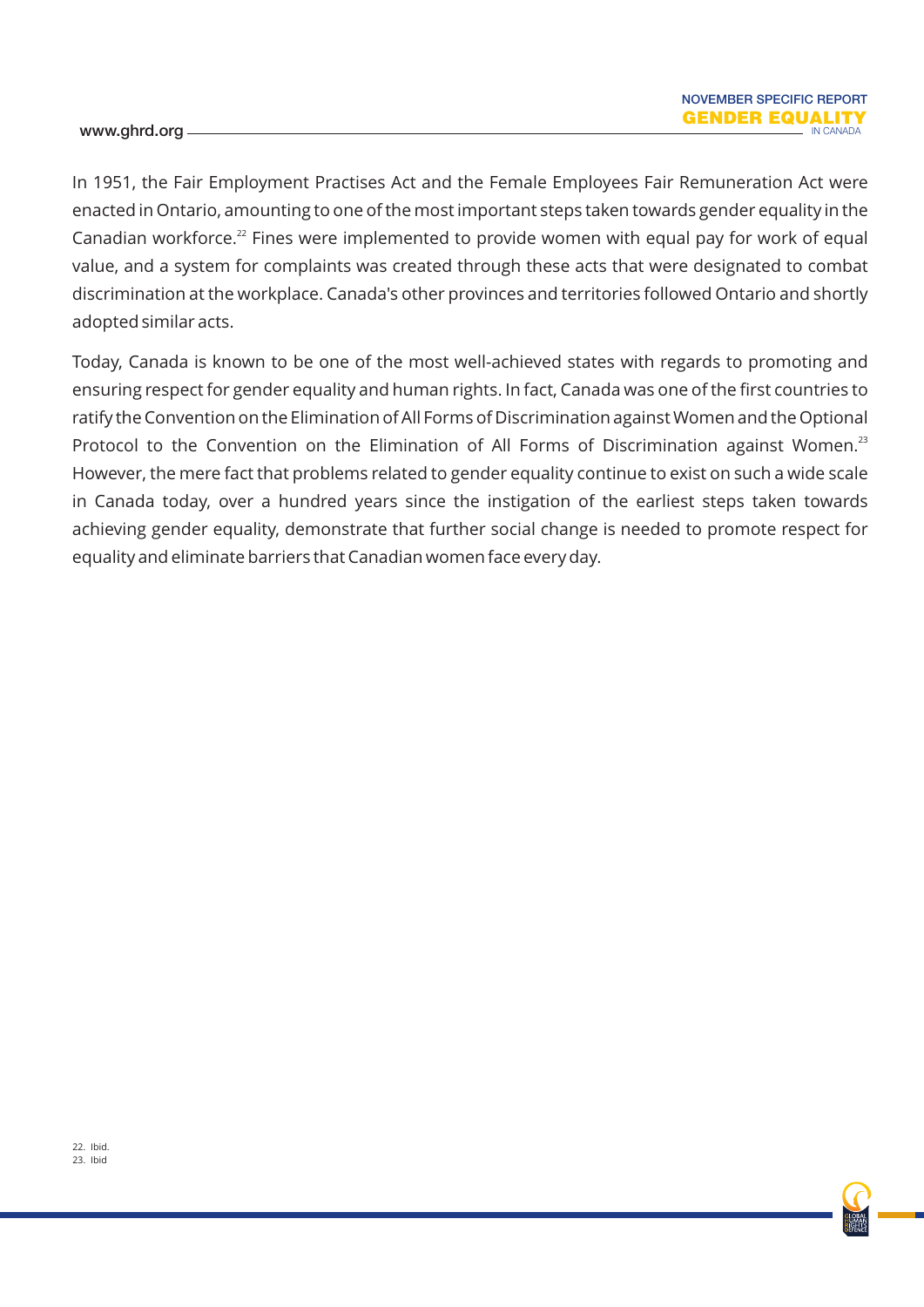In 1951, the Fair Employment Practises Act and the Female Employees Fair Remuneration Act were enacted in Ontario, amounting to one of the most important steps taken towards gender equality in the Canadian workforce.[22] Fines were implemented to provide women with equal pay for work of equal value, and a system for complaints was created through these acts that were designated to combat discrimination at the workplace. Canada's other provinces and territories followed Ontario and shortly adopted similar acts.

Today, Canada is known to be one of the most well-achieved states with regards to promoting and ensuring respect for gender equality and human rights. In fact, Canada was one of the first countries to ratify the Convention on the Elimination of All Forms of Discrimination against Women and the Optional Protocol to the Convention on the Elimination of All Forms of Discrimination against Women.[23] However, the mere fact that problems related to gender equality continue to exist on such a wide scale in Canada today, over a hundred years since the instigation of the earliest steps taken towards achieving gender equality, demonstrate that further social change is needed to promote respect for equality and eliminate barriers that Canadian women face every day.

22. Ibid.
23. Ibid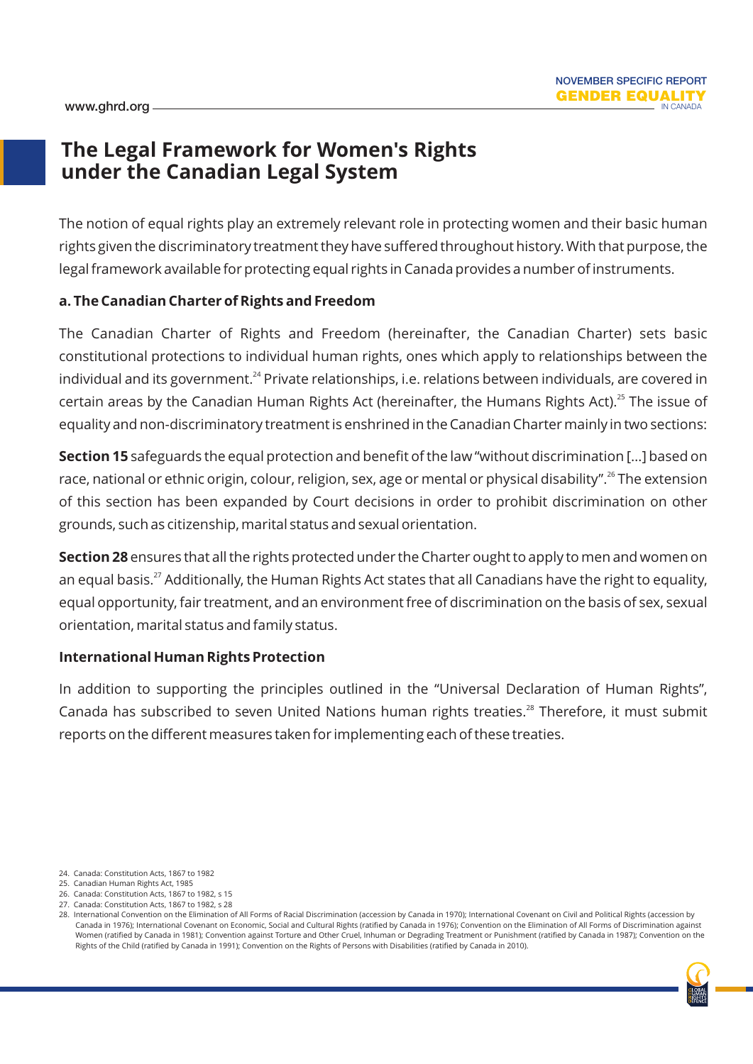# The Legal Framework for Women's Rights under the Canadian Legal System

The notion of equal rights play an extremely relevant role in protecting women and their basic human rights given the discriminatory treatment they have suffered throughout history. With that purpose, the legal framework available for protecting equal rights in Canada provides a number of instruments.

### a. The Canadian Charter of Rights and Freedom

The Canadian Charter of Rights and Freedom (hereinafter, the Canadian Charter) sets basic constitutional protections to individual human rights, ones which apply to relationships between the individual and its government.[24] Private relationships, i.e. relations between individuals, are covered in certain areas by the Canadian Human Rights Act (hereinafter, the Humans Rights Act).[25] The issue of equality and non-discriminatory treatment is enshrined in the Canadian Charter mainly in two sections:

**Section 15** safeguards the equal protection and benefit of the law "without discrimination [...] based on race, national or ethnic origin, colour, religion, sex, age or mental or physical disability".[26] The extension of this section has been expanded by Court decisions in order to prohibit discrimination on other grounds, such as citizenship, marital status and sexual orientation.

**Section 28** ensures that all the rights protected under the Charter ought to apply to men and women on an equal basis.[27] Additionally, the Human Rights Act states that all Canadians have the right to equality, equal opportunity, fair treatment, and an environment free of discrimination on the basis of sex, sexual orientation, marital status and family status.

### International Human Rights Protection

In addition to supporting the principles outlined in the "Universal Declaration of Human Rights", Canada has subscribed to seven United Nations human rights treaties.[28] Therefore, it must submit reports on the different measures taken for implementing each of these treaties.

24. Canada: Constitution Acts, 1867 to 1982
25. Canadian Human Rights Act, 1985
26. Canada: Constitution Acts, 1867 to 1982, s 15
27. Canada: Constitution Acts, 1867 to 1982, s 28
28. International Convention on the Elimination of All Forms of Racial Discrimination (accession by Canada in 1970); International Covenant on Civil and Political Rights (accession by Canada in 1976); International Covenant on Economic, Social and Cultural Rights (ratified by Canada in 1976); Convention on the Elimination of All Forms of Discrimination against Women (ratified by Canada in 1981); Convention against Torture and Other Cruel, Inhuman or Degrading Treatment or Punishment (ratified by Canada in 1987); Convention on the Rights of the Child (ratified by Canada in 1991); Convention on the Rights of Persons with Disabilities (ratified by Canada in 2010).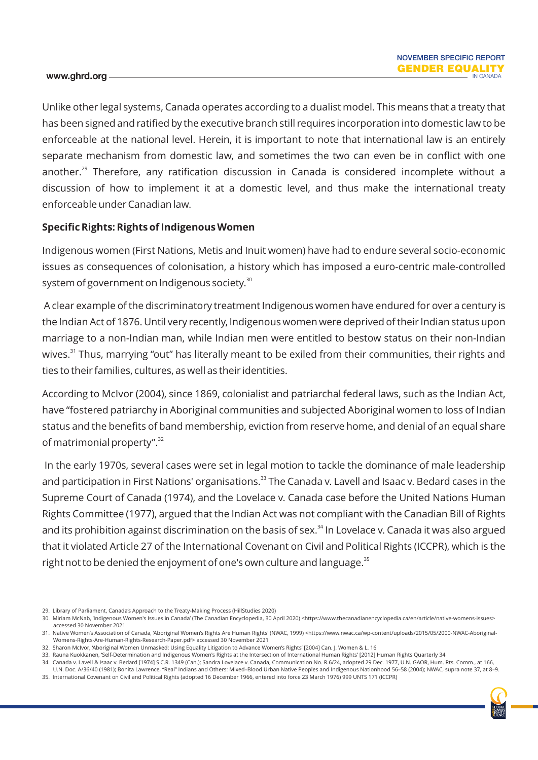Unlike other legal systems, Canada operates according to a dualist model. This means that a treaty that has been signed and ratified by the executive branch still requires incorporation into domestic law to be enforceable at the national level. Herein, it is important to note that international law is an entirely separate mechanism from domestic law, and sometimes the two can even be in conflict with one another.[29] Therefore, any ratification discussion in Canada is considered incomplete without a discussion of how to implement it at a domestic level, and thus make the international treaty enforceable under Canadian law.

**Specific Rights: Rights of Indigenous Women**

Indigenous women (First Nations, Metis and Inuit women) have had to endure several socio-economic issues as consequences of colonisation, a history which has imposed a euro-centric male-controlled system of government on Indigenous society.[30]

A clear example of the discriminatory treatment Indigenous women have endured for over a century is the Indian Act of 1876. Until very recently, Indigenous women were deprived of their Indian status upon marriage to a non-Indian man, while Indian men were entitled to bestow status on their non-Indian wives.[31] Thus, marrying "out" has literally meant to be exiled from their communities, their rights and ties to their families, cultures, as well as their identities.

According to McIvor (2004), since 1869, colonialist and patriarchal federal laws, such as the Indian Act, have "fostered patriarchy in Aboriginal communities and subjected Aboriginal women to loss of Indian status and the benefits of band membership, eviction from reserve home, and denial of an equal share of matrimonial property".[32]

In the early 1970s, several cases were set in legal motion to tackle the dominance of male leadership and participation in First Nations' organisations.[33] The Canada v. Lavell and Isaac v. Bedard cases in the Supreme Court of Canada (1974), and the Lovelace v. Canada case before the United Nations Human Rights Committee (1977), argued that the Indian Act was not compliant with the Canadian Bill of Rights and its prohibition against discrimination on the basis of sex.[34] In Lovelace v. Canada it was also argued that it violated Article 27 of the International Covenant on Civil and Political Rights (ICCPR), which is the right not to be denied the enjoyment of one's own culture and language.[35]

29. Library of Parliament, Canada's Approach to the Treaty-Making Process (HillStudies 2020)
30. Miriam McNab, 'Indigenous Women's Issues in Canada' (The Canadian Encyclopedia, 30 April 2020) <https://www.thecanadianencyclopedia.ca/en/article/native-womens-issues> accessed 30 November 2021
31. Native Women's Association of Canada, 'Aboriginal Women's Rights Are Human Rights' (NWAC, 1999) <https://www.nwac.ca/wp-content/uploads/2015/05/2000-NWAC-Aboriginal-Womens-Rights-Are-Human-Rights-Research-Paper.pdf> accessed 30 November 2021
32. Sharon McIvor, 'Aboriginal Women Unmasked: Using Equality Litigation to Advance Women's Rights' [2004] Can. J. Women & L. 16
33. Rauna Kuokkanen, 'Self-Determination and Indigenous Women's Rights at the Intersection of International Human Rights' [2012] Human Rights Quarterly 34
34. Canada v. Lavell & Isaac v. Bedard [1974] S.C.R. 1349 (Can.); Sandra Lovelace v. Canada, Communication No. R.6/24, adopted 29 Dec. 1977, U.N. GAOR, Hum. Rts. Comm., at 166, U.N. Doc. A/36/40 (1981); Bonita Lawrence, "Real" Indians and Others: Mixed–Blood Urban Native Peoples and Indigenous Nationhood 56–58 (2004); NWAC, supra note 37, at 8–9.
35. International Covenant on Civil and Political Rights (adopted 16 December 1966, entered into force 23 March 1976) 999 UNTS 171 (ICCPR)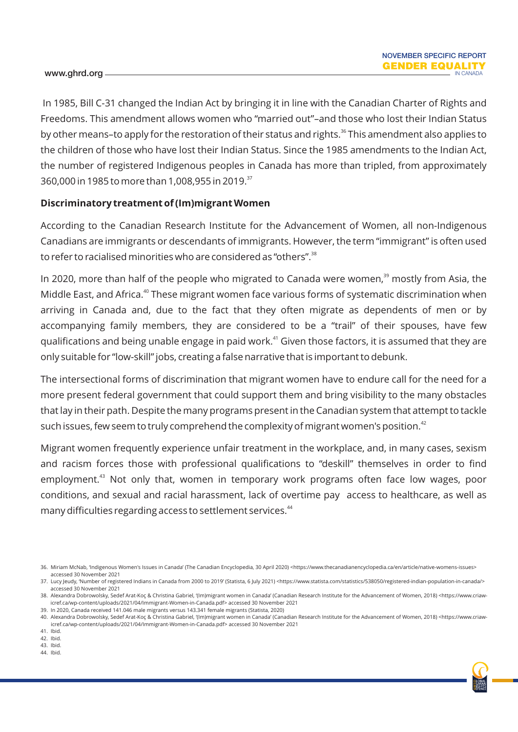In 1985, Bill C-31 changed the Indian Act by bringing it in line with the Canadian Charter of Rights and Freedoms. This amendment allows women who "married out"–and those who lost their Indian Status by other means–to apply for the restoration of their status and rights.[36] This amendment also applies to the children of those who have lost their Indian Status. Since the 1985 amendments to the Indian Act, the number of registered Indigenous peoples in Canada has more than tripled, from approximately 360,000 in 1985 to more than 1,008,955 in 2019.[37]

**Discriminatory treatment of (Im)migrant Women**

According to the Canadian Research Institute for the Advancement of Women, all non-Indigenous Canadians are immigrants or descendants of immigrants. However, the term "immigrant" is often used to refer to racialised minorities who are considered as "others".[38]

In 2020, more than half of the people who migrated to Canada were women,[39] mostly from Asia, the Middle East, and Africa.[40] These migrant women face various forms of systematic discrimination when arriving in Canada and, due to the fact that they often migrate as dependents of men or by accompanying family members, they are considered to be a "trail" of their spouses, have few qualifications and being unable engage in paid work.[41] Given those factors, it is assumed that they are only suitable for "low-skill" jobs, creating a false narrative that is important to debunk.

The intersectional forms of discrimination that migrant women have to endure call for the need for a more present federal government that could support them and bring visibility to the many obstacles that lay in their path. Despite the many programs present in the Canadian system that attempt to tackle such issues, few seem to truly comprehend the complexity of migrant women's position.[42]

Migrant women frequently experience unfair treatment in the workplace, and, in many cases, sexism and racism forces those with professional qualifications to "deskill" themselves in order to find employment.[43] Not only that, women in temporary work programs often face low wages, poor conditions, and sexual and racial harassment, lack of overtime pay access to healthcare, as well as many difficulties regarding access to settlement services.[44]

36. Miriam McNab, 'Indigenous Women's Issues in Canada' (The Canadian Encyclopedia, 30 April 2020) <https://www.thecanadianencyclopedia.ca/en/article/native-womens-issues> accessed 30 November 2021
37. Lucy Jeudy, 'Number of registered Indians in Canada from 2000 to 2019' (Statista, 6 July 2021) <https://www.statista.com/statistics/538050/registered-indian-population-in-canada/> accessed 30 November 2021
38. Alexandra Dobrowolsky, Sedef Arat-Koç & Christina Gabriel, '(Im)migrant women in Canada' (Canadian Research Institute for the Advancement of Women, 2018) <https://www.criaw-icref.ca/wp-content/uploads/2021/04/Immigrant-Women-in-Canada.pdf> accessed 30 November 2021
39. In 2020, Canada received 141.046 male migrants versus 143.341 female migrants (Statista, 2020)
40. Alexandra Dobrowolsky, Sedef Arat-Koç & Christina Gabriel, '(Im)migrant women in Canada' (Canadian Research Institute for the Advancement of Women, 2018) <https://www.criaw-icref.ca/wp-content/uploads/2021/04/Immigrant-Women-in-Canada.pdf> accessed 30 November 2021
41. Ibid.
42. Ibid.
43. Ibid.
44. Ibid.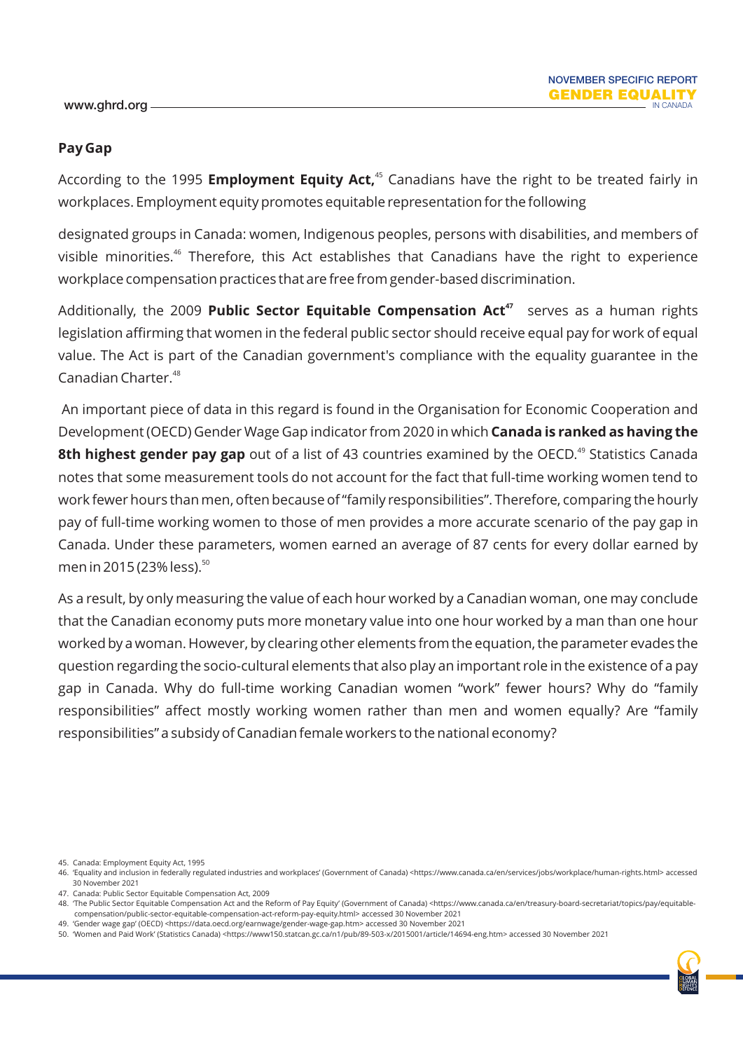## Pay Gap

According to the 1995 **Employment Equity Act,**[45] Canadians have the right to be treated fairly in workplaces. Employment equity promotes equitable representation for the following

designated groups in Canada: women, Indigenous peoples, persons with disabilities, and members of visible minorities.[46] Therefore, this Act establishes that Canadians have the right to experience workplace compensation practices that are free from gender-based discrimination.

Additionally, the 2009 **Public Sector Equitable Compensation Act**[47] serves as a human rights legislation affirming that women in the federal public sector should receive equal pay for work of equal value. The Act is part of the Canadian government's compliance with the equality guarantee in the Canadian Charter.[48]

An important piece of data in this regard is found in the Organisation for Economic Cooperation and Development (OECD) Gender Wage Gap indicator from 2020 in which **Canada is ranked as having the 8th highest gender pay gap** out of a list of 43 countries examined by the OECD.[49] Statistics Canada notes that some measurement tools do not account for the fact that full-time working women tend to work fewer hours than men, often because of "family responsibilities". Therefore, comparing the hourly pay of full-time working women to those of men provides a more accurate scenario of the pay gap in Canada. Under these parameters, women earned an average of 87 cents for every dollar earned by men in 2015 (23% less).[50]

As a result, by only measuring the value of each hour worked by a Canadian woman, one may conclude that the Canadian economy puts more monetary value into one hour worked by a man than one hour worked by a woman. However, by clearing other elements from the equation, the parameter evades the question regarding the socio-cultural elements that also play an important role in the existence of a pay gap in Canada. Why do full-time working Canadian women "work" fewer hours? Why do "family responsibilities" affect mostly working women rather than men and women equally? Are "family responsibilities" a subsidy of Canadian female workers to the national economy?

---

45. Canada: Employment Equity Act, 1995
46. 'Equality and inclusion in federally regulated industries and workplaces' (Government of Canada) <https://www.canada.ca/en/services/jobs/workplace/human-rights.html> accessed 30 November 2021
47. Canada: Public Sector Equitable Compensation Act, 2009
48. 'The Public Sector Equitable Compensation Act and the Reform of Pay Equity' (Government of Canada) <https://www.canada.ca/en/treasury-board-secretariat/topics/pay/equitable-compensation/public-sector-equitable-compensation-act-reform-pay-equity.html> accessed 30 November 2021
49. 'Gender wage gap' (OECD) <https://data.oecd.org/earnwage/gender-wage-gap.htm> accessed 30 November 2021
50. 'Women and Paid Work' (Statistics Canada) <https://www150.statcan.gc.ca/n1/pub/89-503-x/2015001/article/14694-eng.htm> accessed 30 November 2021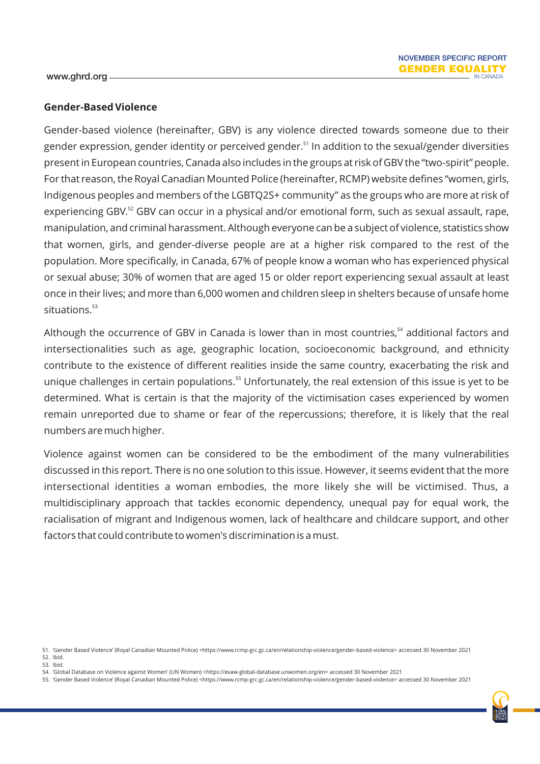### Gender-Based Violence

Gender-based violence (hereinafter, GBV) is any violence directed towards someone due to their gender expression, gender identity or perceived gender.[51] In addition to the sexual/gender diversities present in European countries, Canada also includes in the groups at risk of GBV the "two-spirit" people. For that reason, the Royal Canadian Mounted Police (hereinafter, RCMP) website defines "women, girls, Indigenous peoples and members of the LGBTQ2S+ community" as the groups who are more at risk of experiencing GBV.[52] GBV can occur in a physical and/or emotional form, such as sexual assault, rape, manipulation, and criminal harassment. Although everyone can be a subject of violence, statistics show that women, girls, and gender-diverse people are at a higher risk compared to the rest of the population. More specifically, in Canada, 67% of people know a woman who has experienced physical or sexual abuse; 30% of women that are aged 15 or older report experiencing sexual assault at least once in their lives; and more than 6,000 women and children sleep in shelters because of unsafe home situations.[53]

Although the occurrence of GBV in Canada is lower than in most countries,[54] additional factors and intersectionalities such as age, geographic location, socioeconomic background, and ethnicity contribute to the existence of different realities inside the same country, exacerbating the risk and unique challenges in certain populations.[55] Unfortunately, the real extension of this issue is yet to be determined. What is certain is that the majority of the victimisation cases experienced by women remain unreported due to shame or fear of the repercussions; therefore, it is likely that the real numbers are much higher.

Violence against women can be considered to be the embodiment of the many vulnerabilities discussed in this report. There is no one solution to this issue. However, it seems evident that the more intersectional identities a woman embodies, the more likely she will be victimised. Thus, a multidisciplinary approach that tackles economic dependency, unequal pay for equal work, the racialisation of migrant and Indigenous women, lack of healthcare and childcare support, and other factors that could contribute to women's discrimination is a must.

51. 'Gender Based Violence' (Royal Canadian Mounted Police) <https://www.rcmp-grc.gc.ca/en/relationship-violence/gender-based-violence> accessed 30 November 2021
52. Ibid.
53. Ibid.
54. 'Global Database on Violence against Women' (UN Women) <https://evaw-global-database.unwomen.org/en> accessed 30 November 2021
55. 'Gender Based Violence' (Royal Canadian Mounted Police) <https://www.rcmp-grc.gc.ca/en/relationship-violence/gender-based-violence> accessed 30 November 2021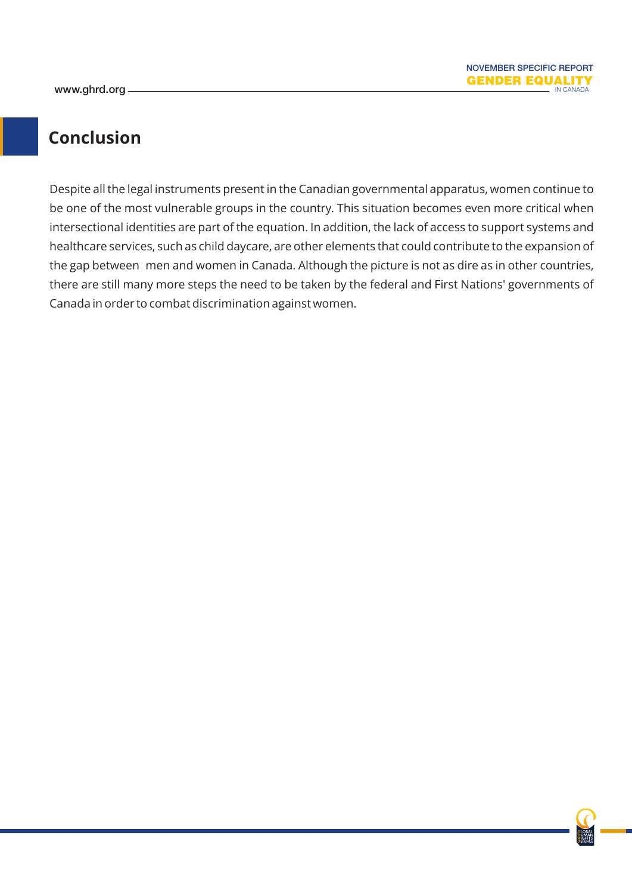## Conclusion

Despite all the legal instruments present in the Canadian governmental apparatus, women continue to be one of the most vulnerable groups in the country. This situation becomes even more critical when intersectional identities are part of the equation. In addition, the lack of access to support systems and healthcare services, such as child daycare, are other elements that could contribute to the expansion of the gap between men and women in Canada. Although the picture is not as dire as in other countries, there are still many more steps the need to be taken by the federal and First Nations' governments of Canada in order to combat discrimination against women.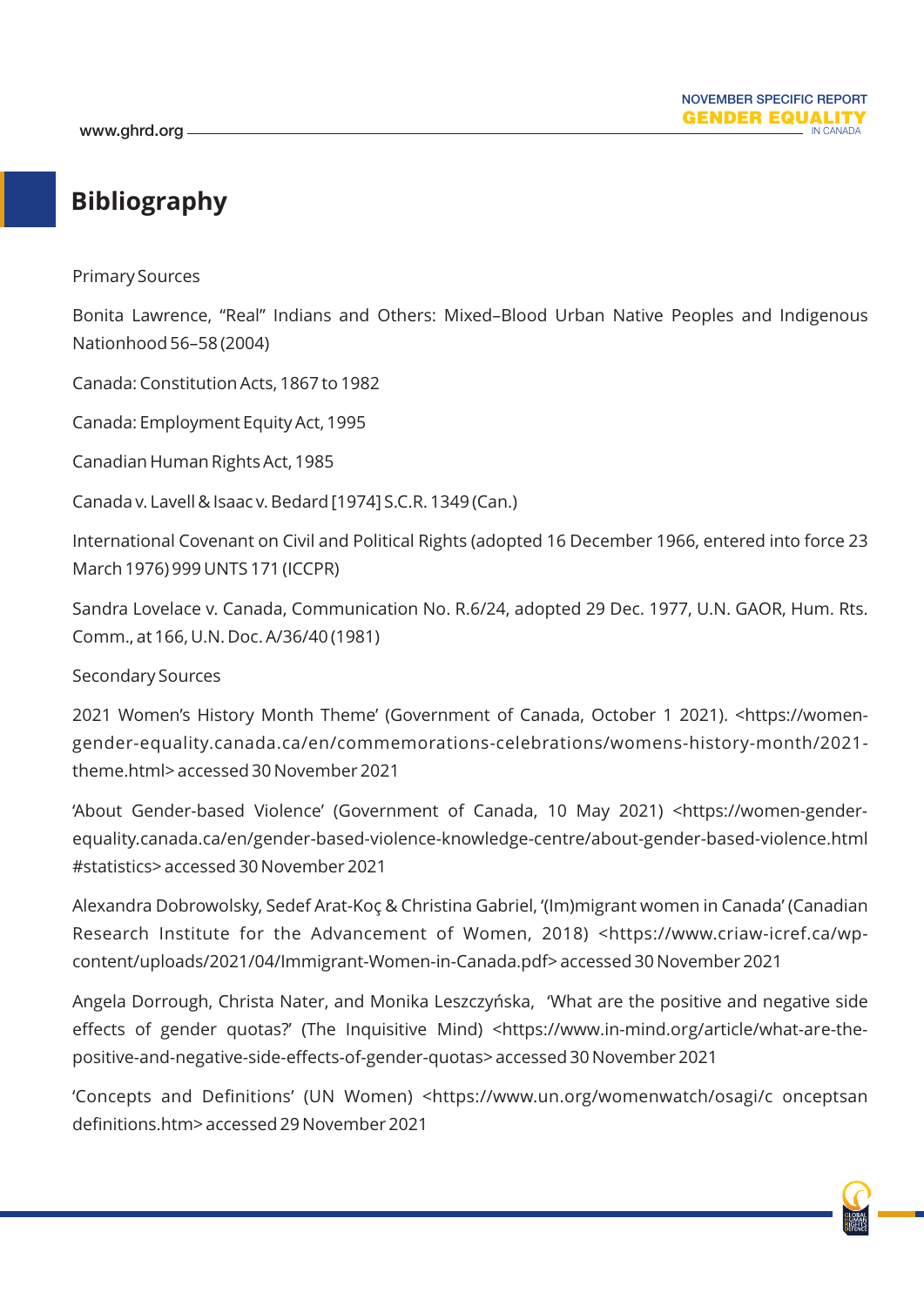# Bibliography

Primary Sources

Bonita Lawrence, “Real” Indians and Others: Mixed–Blood Urban Native Peoples and Indigenous Nationhood 56–58 (2004)

Canada: Constitution Acts, 1867 to 1982

Canada: Employment Equity Act, 1995

Canadian Human Rights Act, 1985

Canada v. Lavell & Isaac v. Bedard [1974] S.C.R. 1349 (Can.)

International Covenant on Civil and Political Rights (adopted 16 December 1966, entered into force 23 March 1976) 999 UNTS 171 (ICCPR)

Sandra Lovelace v. Canada, Communication No. R.6/24, adopted 29 Dec. 1977, U.N. GAOR, Hum. Rts. Comm., at 166, U.N. Doc. A/36/40 (1981)

Secondary Sources

2021 Women’s History Month Theme’ (Government of Canada, October 1 2021). <https://women-gender-equality.canada.ca/en/commemorations-celebrations/womens-history-month/2021-theme.html> accessed 30 November 2021

‘About Gender-based Violence’ (Government of Canada, 10 May 2021) <https://women-gender-equality.canada.ca/en/gender-based-violence-knowledge-centre/about-gender-based-violence.html#statistics> accessed 30 November 2021

Alexandra Dobrowolsky, Sedef Arat-Koç & Christina Gabriel, ‘(Im)migrant women in Canada’ (Canadian Research Institute for the Advancement of Women, 2018) <https://www.criaw-icref.ca/wp-content/uploads/2021/04/Immigrant-Women-in-Canada.pdf> accessed 30 November 2021

Angela Dorrough, Christa Nater, and Monika Leszczyńska, ‘What are the positive and negative side effects of gender quotas?’ (The Inquisitive Mind) <https://www.in-mind.org/article/what-are-the-positive-and-negative-side-effects-of-gender-quotas> accessed 30 November 2021

‘Concepts and Definitions’ (UN Women) <https://www.un.org/womenwatch/osagi/c onceptsandefinitions.htm> accessed 29 November 2021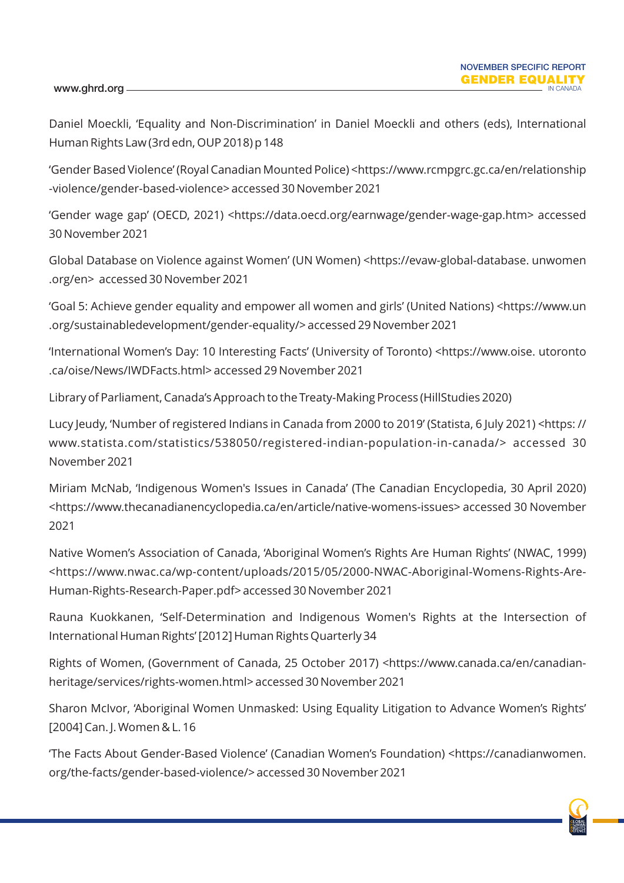Daniel Moeckli, 'Equality and Non-Discrimination' in Daniel Moeckli and others (eds), International Human Rights Law (3rd edn, OUP 2018) p 148

'Gender Based Violence' (Royal Canadian Mounted Police) <https://www.rcmpgrc.gc.ca/en/relationship-violence/gender-based-violence> accessed 30 November 2021

'Gender wage gap' (OECD, 2021) <https://data.oecd.org/earnwage/gender-wage-gap.htm> accessed 30 November 2021

Global Database on Violence against Women' (UN Women) <https://evaw-global-database. unwomen.org/en> accessed 30 November 2021

'Goal 5: Achieve gender equality and empower all women and girls' (United Nations) <https://www.un.org/sustainabledevelopment/gender-equality/> accessed 29 November 2021

'International Women's Day: 10 Interesting Facts' (University of Toronto) <https://www.oise. utoronto.ca/oise/News/IWDFacts.html> accessed 29 November 2021

Library of Parliament, Canada's Approach to the Treaty-Making Process (HillStudies 2020)

Lucy Jeudy, 'Number of registered Indians in Canada from 2000 to 2019' (Statista, 6 July 2021) <https: // www.statista.com/statistics/538050/registered-indian-population-in-canada/> accessed 30 November 2021

Miriam McNab, 'Indigenous Women's Issues in Canada' (The Canadian Encyclopedia, 30 April 2020) <https://www.thecanadianencyclopedia.ca/en/article/native-womens-issues> accessed 30 November 2021

Native Women's Association of Canada, 'Aboriginal Women's Rights Are Human Rights' (NWAC, 1999) <https://www.nwac.ca/wp-content/uploads/2015/05/2000-NWAC-Aboriginal-Womens-Rights-Are-Human-Rights-Research-Paper.pdf> accessed 30 November 2021

Rauna Kuokkanen, 'Self-Determination and Indigenous Women's Rights at the Intersection of International Human Rights' [2012] Human Rights Quarterly 34

Rights of Women, (Government of Canada, 25 October 2017) <https://www.canada.ca/en/canadian-heritage/services/rights-women.html> accessed 30 November 2021

Sharon McIvor, 'Aboriginal Women Unmasked: Using Equality Litigation to Advance Women's Rights' [2004] Can. J. Women & L. 16

'The Facts About Gender-Based Violence' (Canadian Women's Foundation) <https://canadianwomen.org/the-facts/gender-based-violence/> accessed 30 November 2021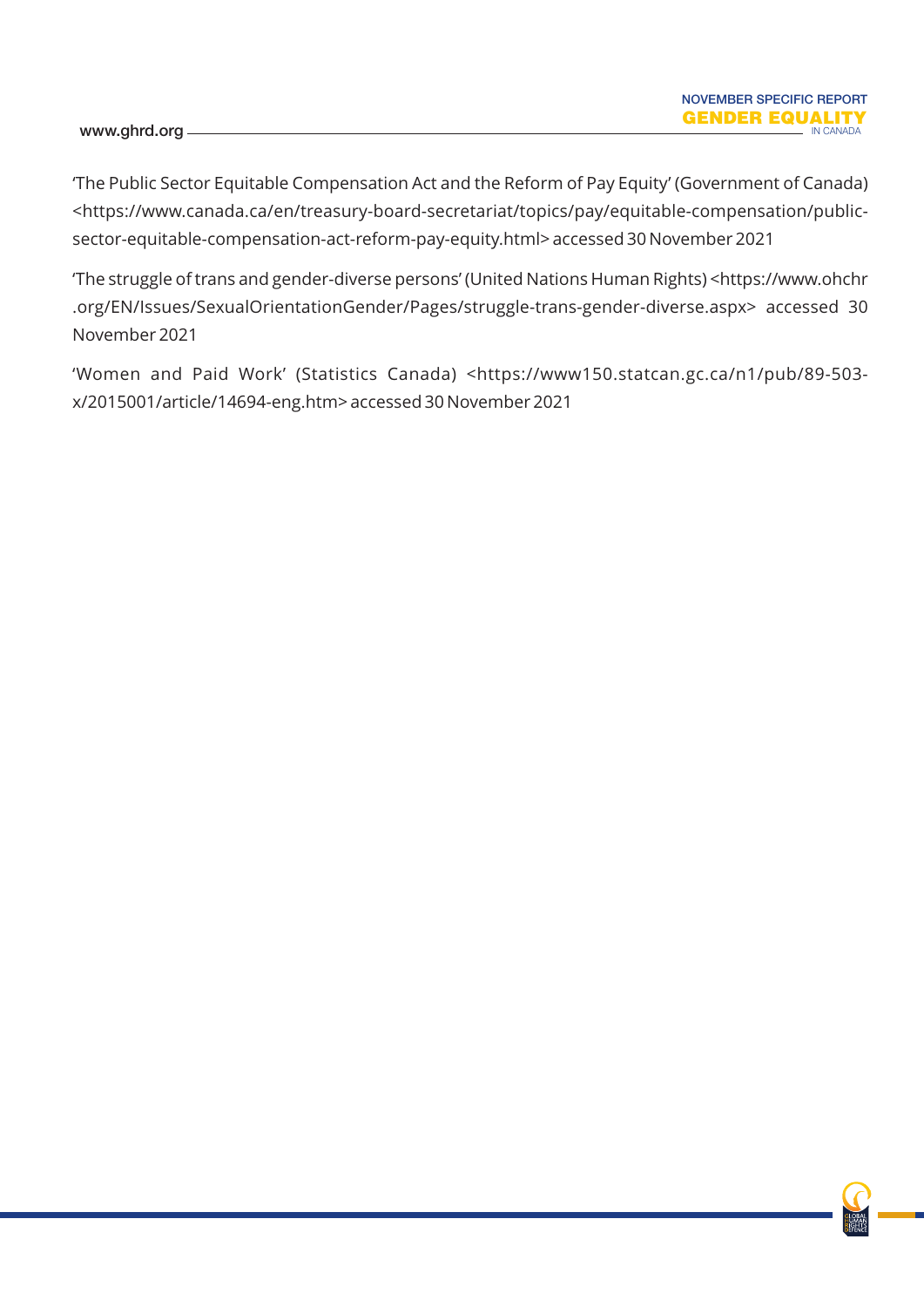'The Public Sector Equitable Compensation Act and the Reform of Pay Equity' (Government of Canada) <https://www.canada.ca/en/treasury-board-secretariat/topics/pay/equitable-compensation/public-sector-equitable-compensation-act-reform-pay-equity.html> accessed 30 November 2021

'The struggle of trans and gender-diverse persons' (United Nations Human Rights) <https://www.ohchr.org/EN/Issues/SexualOrientationGender/Pages/struggle-trans-gender-diverse.aspx> accessed 30 November 2021

'Women and Paid Work' (Statistics Canada) <https://www150.statcan.gc.ca/n1/pub/89-503-x/2015001/article/14694-eng.htm> accessed 30 November 2021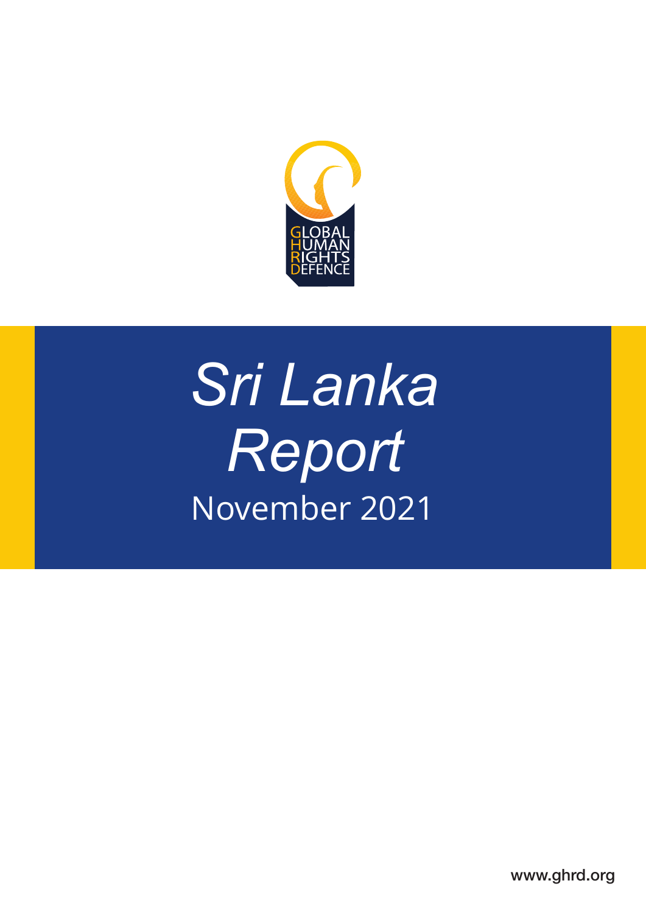GLOBAL HUMAN RIGHTS DEFENCE

# *Sri Lanka Report*

November 2021

www.ghrd.org